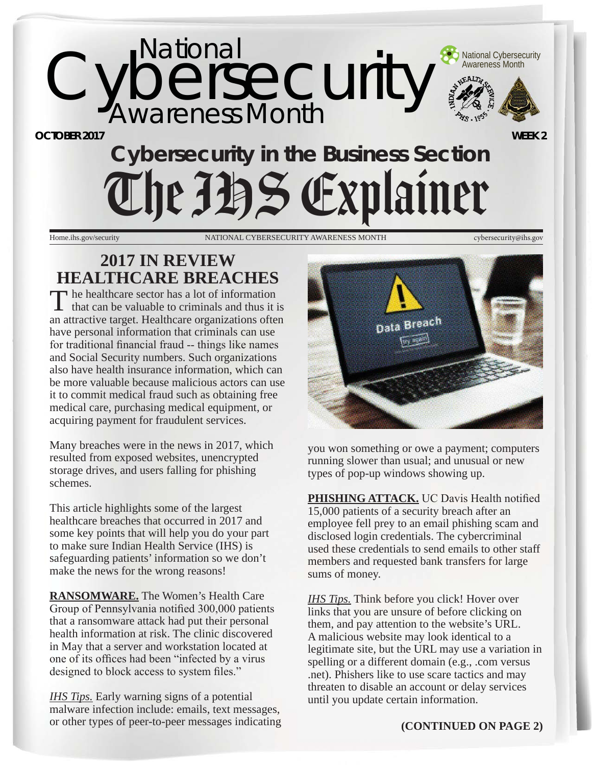# National Cybersecurity Awareness Month

National Cybersecurity Awareness Month

**OCTOBER 2017** **WEEK 2**

## Cybersecurity in the Business Section

# The IHS Explainer

Home.ihs.gov/security NATIONAL CYBERSECURITY AWARENESS MONTH cybersecurity@ihs.gov

## 2017 IN REVIEW HEALTHCARE BREACHES

The healthcare sector has a lot of information that can be valuable to criminals and thus it is an attractive target. Healthcare organizations often have personal information that criminals can use for traditional financial fraud -- things like names and Social Security numbers. Such organizations also have health insurance information, which can be more valuable because malicious actors can use it to commit medical fraud such as obtaining free medical care, purchasing medical equipment, or acquiring payment for fraudulent services.

Many breaches were in the news in 2017, which resulted from exposed websites, unencrypted storage drives, and users falling for phishing schemes.

This article highlights some of the largest healthcare breaches that occurred in 2017 and some key points that will help you do your part to make sure Indian Health Service (IHS) is safeguarding patients' information so we don't make the news for the wrong reasons!

**RANSOMWARE.** The Women's Health Care Group of Pennsylvania notified 300,000 patients that a ransomware attack had put their personal health information at risk. The clinic discovered in May that a server and workstation located at one of its offices had been "infected by a virus designed to block access to system files."

*IHS Tips.* Early warning signs of a potential malware infection include: emails, text messages, or other types of peer-to-peer messages indicating you won something or owe a payment; computers running slower than usual; and unusual or new types of pop-up windows showing up.

**PHISHING ATTACK.** UC Davis Health notified 15,000 patients of a security breach after an employee fell prey to an email phishing scam and disclosed login credentials. The cybercriminal used these credentials to send emails to other staff members and requested bank transfers for large sums of money.

*IHS Tips.* Think before you click! Hover over links that you are unsure of before clicking on them, and pay attention to the website's URL. A malicious website may look identical to a legitimate site, but the URL may use a variation in spelling or a different domain (e.g., .com versus .net). Phishers like to use scare tactics and may threaten to disable an account or delay services until you update certain information.

**(CONTINUED ON PAGE 2)**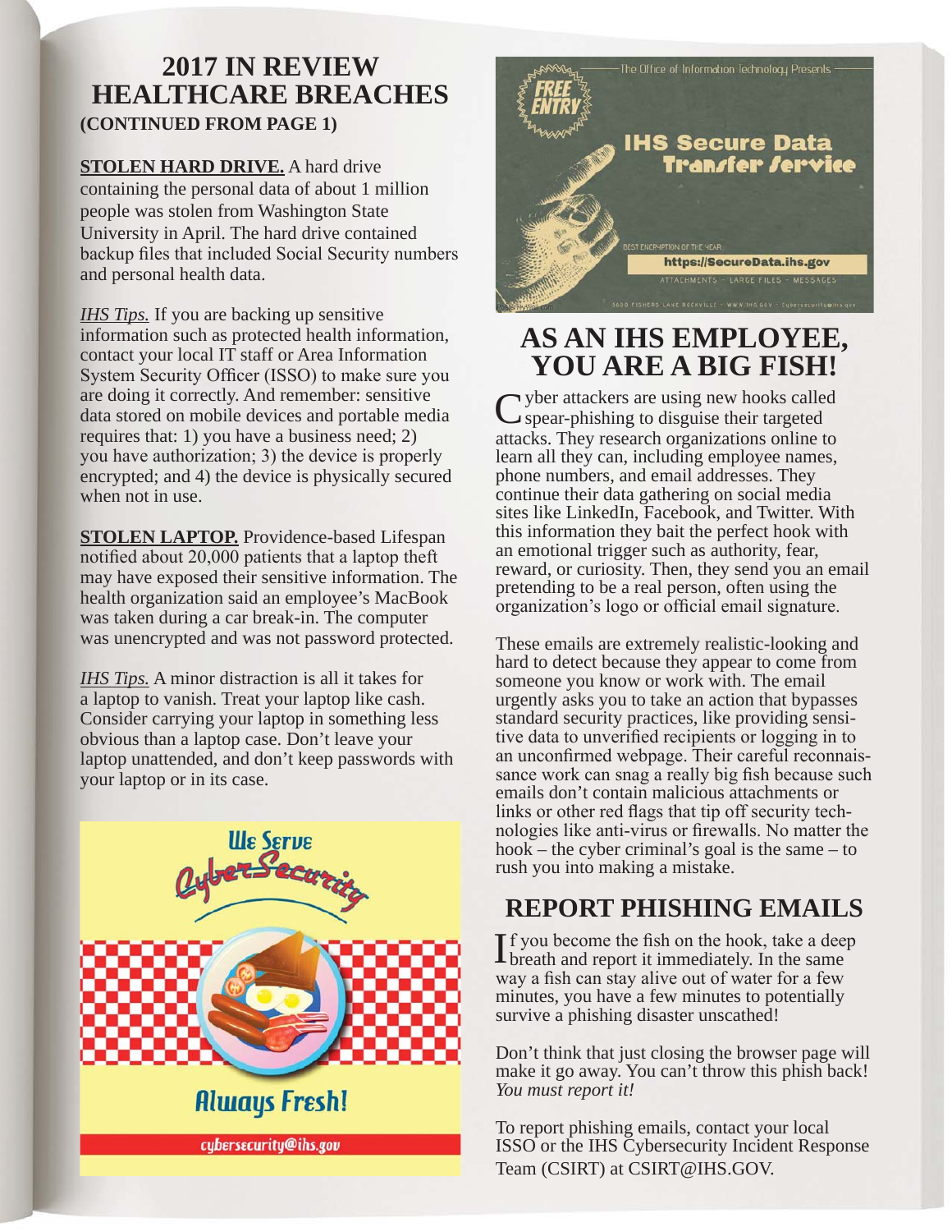# 2017 IN REVIEW HEALTHCARE BREACHES

**(CONTINUED FROM PAGE 1)**

**STOLEN HARD DRIVE.** A hard drive containing the personal data of about 1 million people was stolen from Washington State University in April. The hard drive contained backup files that included Social Security numbers and personal health data.

*IHS Tips.* If you are backing up sensitive information such as protected health information, contact your local IT staff or Area Information System Security Officer (ISSO) to make sure you are doing it correctly. And remember: sensitive data stored on mobile devices and portable media requires that: 1) you have a business need; 2) you have authorization; 3) the device is properly encrypted; and 4) the device is physically secured when not in use.

**STOLEN LAPTOP.** Providence-based Lifespan notified about 20,000 patients that a laptop theft may have exposed their sensitive information. The health organization said an employee's MacBook was taken during a car break-in. The computer was unencrypted and was not password protected.

*IHS Tips.* A minor distraction is all it takes for a laptop to vanish. Treat your laptop like cash. Consider carrying your laptop in something less obvious than a laptop case. Don't leave your laptop unattended, and don't keep passwords with your laptop or in its case.

We Serve CyberSecurity

Always Fresh!

cybersecurity@ihs.gov

The Office of Information Technology Presents

FREE ENTRY

IHS Secure Data Transfer Service

BEST ENCRYPTION OF THE YEAR

https://SecureData.ihs.gov

ATTACHMENTS · LARGE FILES · MESSAGES

5600 FISHERS LANE ROCKVILLE · WWW.IHS.GOV · Cybersecurity@ihs.gov

## AS AN IHS EMPLOYEE, YOU ARE A BIG FISH!

Cyber attackers are using new hooks called spear-phishing to disguise their targeted attacks. They research organizations online to learn all they can, including employee names, phone numbers, and email addresses. They continue their data gathering on social media sites like LinkedIn, Facebook, and Twitter. With this information they bait the perfect hook with an emotional trigger such as authority, fear, reward, or curiosity. Then, they send you an email pretending to be a real person, often using the organization's logo or official email signature.

These emails are extremely realistic-looking and hard to detect because they appear to come from someone you know or work with. The email urgently asks you to take an action that bypasses standard security practices, like providing sensitive data to unverified recipients or logging in to an unconfirmed webpage. Their careful reconnaissance work can snag a really big fish because such emails don't contain malicious attachments or links or other red flags that tip off security technologies like anti-virus or firewalls. No matter the hook – the cyber criminal's goal is the same – to rush you into making a mistake.

## REPORT PHISHING EMAILS

If you become the fish on the hook, take a deep breath and report it immediately. In the same way a fish can stay alive out of water for a few minutes, you have a few minutes to potentially survive a phishing disaster unscathed!

Don't think that just closing the browser page will make it go away. You can't throw this phish back! *You must report it!*

To report phishing emails, contact your local ISSO or the IHS Cybersecurity Incident Response Team (CSIRT) at CSIRT@IHS.GOV.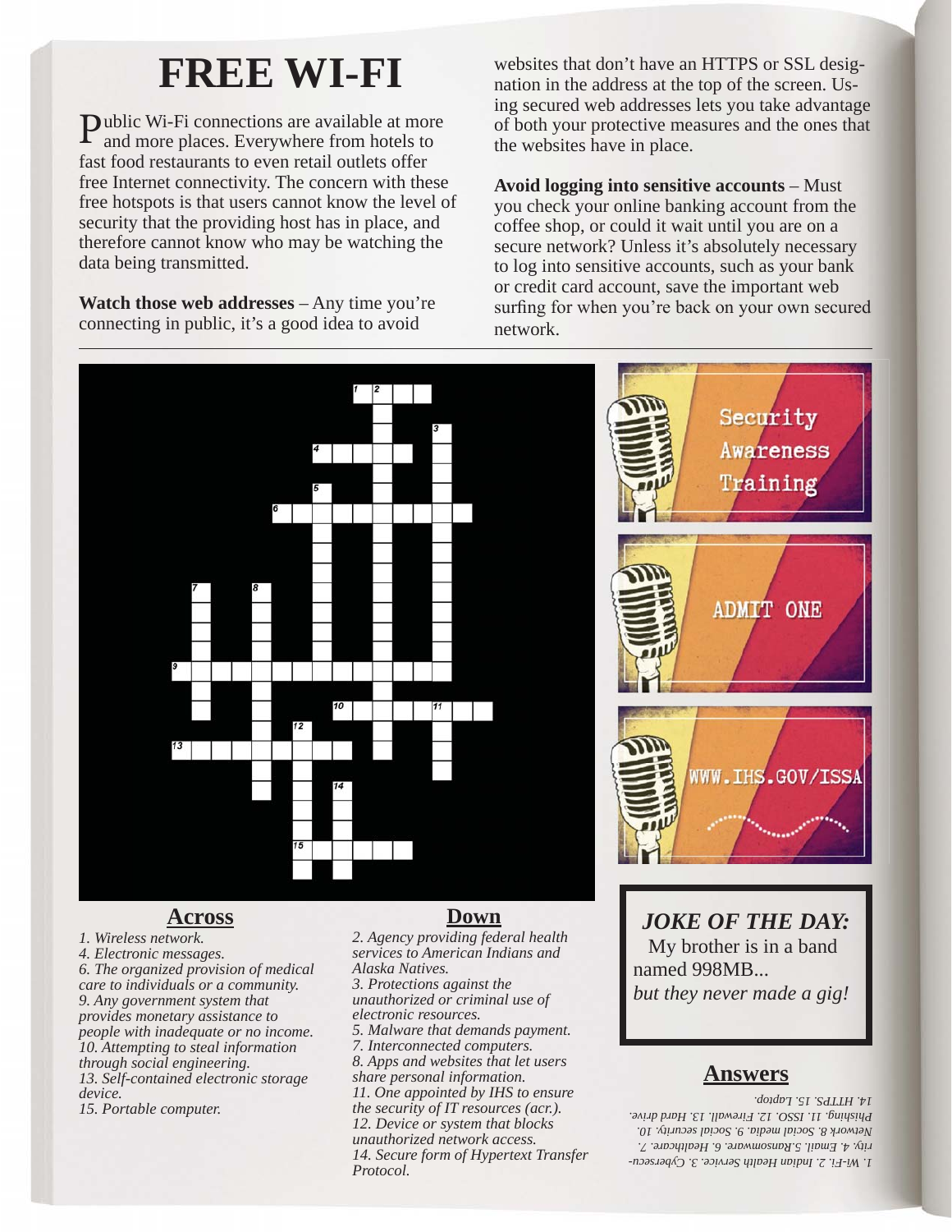# FREE WI-FI

Public Wi-Fi connections are available at more and more places. Everywhere from hotels to fast food restaurants to even retail outlets offer free Internet connectivity. The concern with these free hotspots is that users cannot know the level of security that the providing host has in place, and therefore cannot know who may be watching the data being transmitted.

**Watch those web addresses** – Any time you're connecting in public, it's a good idea to avoid websites that don't have an HTTPS or SSL designation in the address at the top of the screen. Using secured web addresses lets you take advantage of both your protective measures and the ones that the websites have in place.

**Avoid logging into sensitive accounts** – Must you check your online banking account from the coffee shop, or could it wait until you are on a secure network? Unless it's absolutely necessary to log into sensitive accounts, such as your bank or credit card account, save the important web surfing for when you're back on your own secured network.

Security Awareness Training

ADMIT ONE

WWW.IHS.GOV/ISSA

## Across

*1. Wireless network.*
*4. Electronic messages.*
*6. The organized provision of medical care to individuals or a community.*
*9. Any government system that provides monetary assistance to people with inadequate or no income.*
*10. Attempting to steal information through social engineering.*
*13. Self-contained electronic storage device.*
*15. Portable computer.*

## Down

*2. Agency providing federal health services to American Indians and Alaska Natives.*
*3. Protections against the unauthorized or criminal use of electronic resources.*
*5. Malware that demands payment.*
*7. Interconnected computers.*
*8. Apps and websites that let users share personal information.*
*11. One appointed by IHS to ensure the security of IT resources (acr.).*
*12. Device or system that blocks unauthorized network access.*
*14. Secure form of Hypertext Transfer Protocol.*

### *JOKE OF THE DAY:*

My brother is in a band named 998MB...
*but they never made a gig!*

## Answers

*1. Wi-Fi. 2. Indian Health Service. 3. Cybersecurity. 4. Email. 5. Ransomware. 6. Healthcare. 7. Network 8. Social media. 9. Social security. 10. Phishing. 11. ISSO. 12. Firewall. 13. Hard drive. 14. HTTPS. 15. Laptop.*